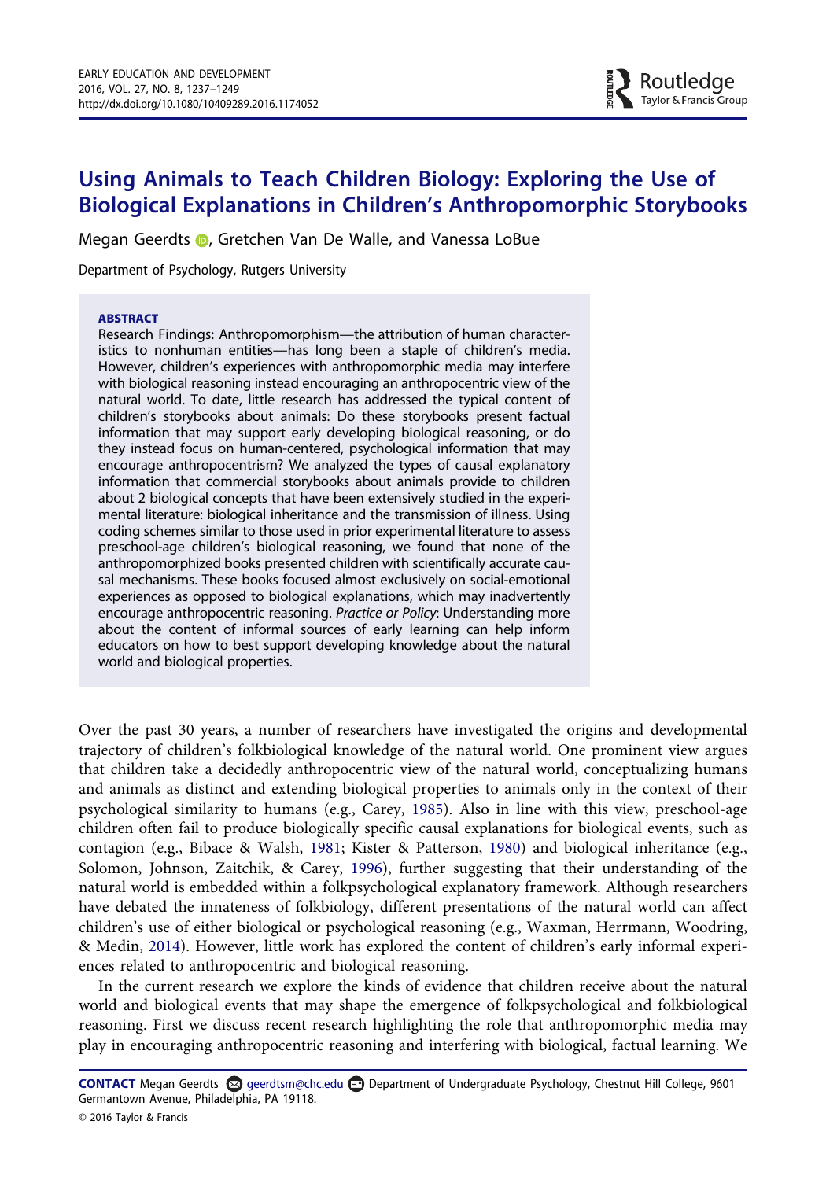# Using Animals to Teach Children Biology: Exploring the Use of Biological Explanations in Children's Anthropomorphic Storybooks

Megan Geerdts, Gretchen Van De Walle, and Vanessa LoBue

Department of Psychology, Rutgers University

**ABSTRACT**

Research Findings: Anthropomorphism—the attribution of human characteristics to nonhuman entities—has long been a staple of children's media. However, children's experiences with anthropomorphic media may interfere with biological reasoning instead encouraging an anthropocentric view of the natural world. To date, little research has addressed the typical content of children's storybooks about animals: Do these storybooks present factual information that may support early developing biological reasoning, or do they instead focus on human-centered, psychological information that may encourage anthropocentrism? We analyzed the types of causal explanatory information that commercial storybooks about animals provide to children about 2 biological concepts that have been extensively studied in the experimental literature: biological inheritance and the transmission of illness. Using coding schemes similar to those used in prior experimental literature to assess preschool-age children's biological reasoning, we found that none of the anthropomorphized books presented children with scientifically accurate causal mechanisms. These books focused almost exclusively on social-emotional experiences as opposed to biological explanations, which may inadvertently encourage anthropocentric reasoning. *Practice or Policy*: Understanding more about the content of informal sources of early learning can help inform educators on how to best support developing knowledge about the natural world and biological properties.

Over the past 30 years, a number of researchers have investigated the origins and developmental trajectory of children's folkbiological knowledge of the natural world. One prominent view argues that children take a decidedly anthropocentric view of the natural world, conceptualizing humans and animals as distinct and extending biological properties to animals only in the context of their psychological similarity to humans (e.g., Carey, 1985). Also in line with this view, preschool-age children often fail to produce biologically specific causal explanations for biological events, such as contagion (e.g., Bibace & Walsh, 1981; Kister & Patterson, 1980) and biological inheritance (e.g., Solomon, Johnson, Zaitchik, & Carey, 1996), further suggesting that their understanding of the natural world is embedded within a folkpsychological explanatory framework. Although researchers have debated the innateness of folkbiology, different presentations of the natural world can affect children's use of either biological or psychological reasoning (e.g., Waxman, Herrmann, Woodring, & Medin, 2014). However, little work has explored the content of children's early informal experiences related to anthropocentric and biological reasoning.

In the current research we explore the kinds of evidence that children receive about the natural world and biological events that may shape the emergence of folkpsychological and folkbiological reasoning. First we discuss recent research highlighting the role that anthropomorphic media may play in encouraging anthropocentric reasoning and interfering with biological, factual learning. We

**CONTACT** Megan Geerdts geerdtsm@chc.edu Department of Undergraduate Psychology, Chestnut Hill College, 9601 Germantown Avenue, Philadelphia, PA 19118.

© 2016 Taylor & Francis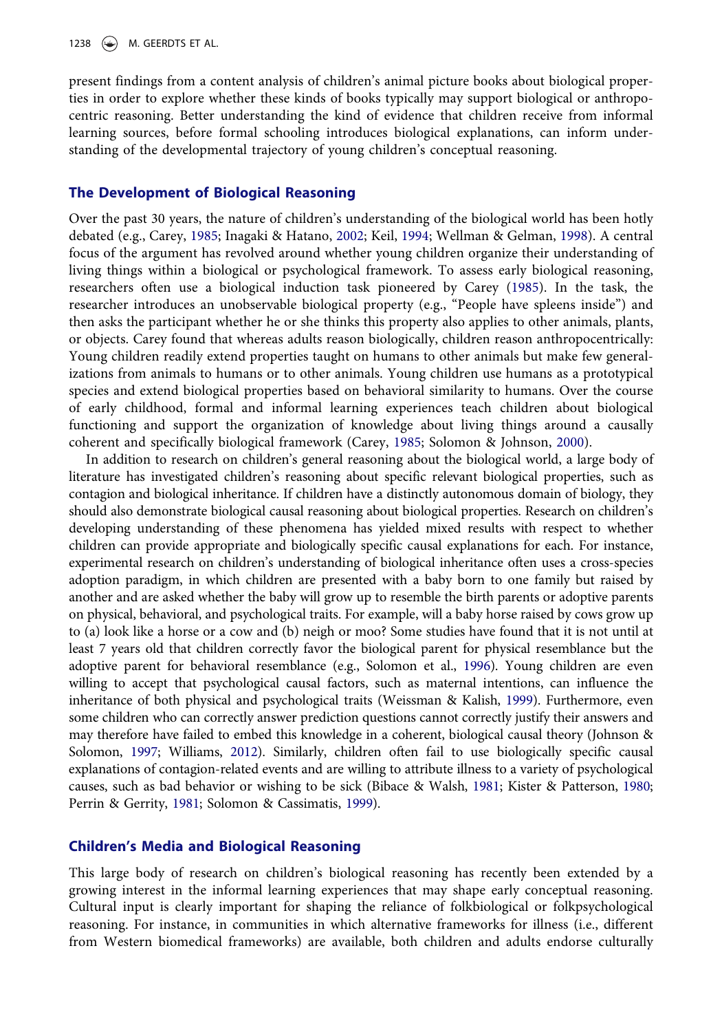present findings from a content analysis of children's animal picture books about biological properties in order to explore whether these kinds of books typically may support biological or anthropocentric reasoning. Better understanding the kind of evidence that children receive from informal learning sources, before formal schooling introduces biological explanations, can inform understanding of the developmental trajectory of young children's conceptual reasoning.

## The Development of Biological Reasoning

Over the past 30 years, the nature of children's understanding of the biological world has been hotly debated (e.g., Carey, 1985; Inagaki & Hatano, 2002; Keil, 1994; Wellman & Gelman, 1998). A central focus of the argument has revolved around whether young children organize their understanding of living things within a biological or psychological framework. To assess early biological reasoning, researchers often use a biological induction task pioneered by Carey (1985). In the task, the researcher introduces an unobservable biological property (e.g., "People have spleens inside") and then asks the participant whether he or she thinks this property also applies to other animals, plants, or objects. Carey found that whereas adults reason biologically, children reason anthropocentrically: Young children readily extend properties taught on humans to other animals but make few generalizations from animals to humans or to other animals. Young children use humans as a prototypical species and extend biological properties based on behavioral similarity to humans. Over the course of early childhood, formal and informal learning experiences teach children about biological functioning and support the organization of knowledge about living things around a causally coherent and specifically biological framework (Carey, 1985; Solomon & Johnson, 2000).

In addition to research on children's general reasoning about the biological world, a large body of literature has investigated children's reasoning about specific relevant biological properties, such as contagion and biological inheritance. If children have a distinctly autonomous domain of biology, they should also demonstrate biological causal reasoning about biological properties. Research on children's developing understanding of these phenomena has yielded mixed results with respect to whether children can provide appropriate and biologically specific causal explanations for each. For instance, experimental research on children's understanding of biological inheritance often uses a cross-species adoption paradigm, in which children are presented with a baby born to one family but raised by another and are asked whether the baby will grow up to resemble the birth parents or adoptive parents on physical, behavioral, and psychological traits. For example, will a baby horse raised by cows grow up to (a) look like a horse or a cow and (b) neigh or moo? Some studies have found that it is not until at least 7 years old that children correctly favor the biological parent for physical resemblance but the adoptive parent for behavioral resemblance (e.g., Solomon et al., 1996). Young children are even willing to accept that psychological causal factors, such as maternal intentions, can influence the inheritance of both physical and psychological traits (Weissman & Kalish, 1999). Furthermore, even some children who can correctly answer prediction questions cannot correctly justify their answers and may therefore have failed to embed this knowledge in a coherent, biological causal theory (Johnson & Solomon, 1997; Williams, 2012). Similarly, children often fail to use biologically specific causal explanations of contagion-related events and are willing to attribute illness to a variety of psychological causes, such as bad behavior or wishing to be sick (Bibace & Walsh, 1981; Kister & Patterson, 1980; Perrin & Gerrity, 1981; Solomon & Cassimatis, 1999).

## Children's Media and Biological Reasoning

This large body of research on children's biological reasoning has recently been extended by a growing interest in the informal learning experiences that may shape early conceptual reasoning. Cultural input is clearly important for shaping the reliance of folkbiological or folkpsychological reasoning. For instance, in communities in which alternative frameworks for illness (i.e., different from Western biomedical frameworks) are available, both children and adults endorse culturally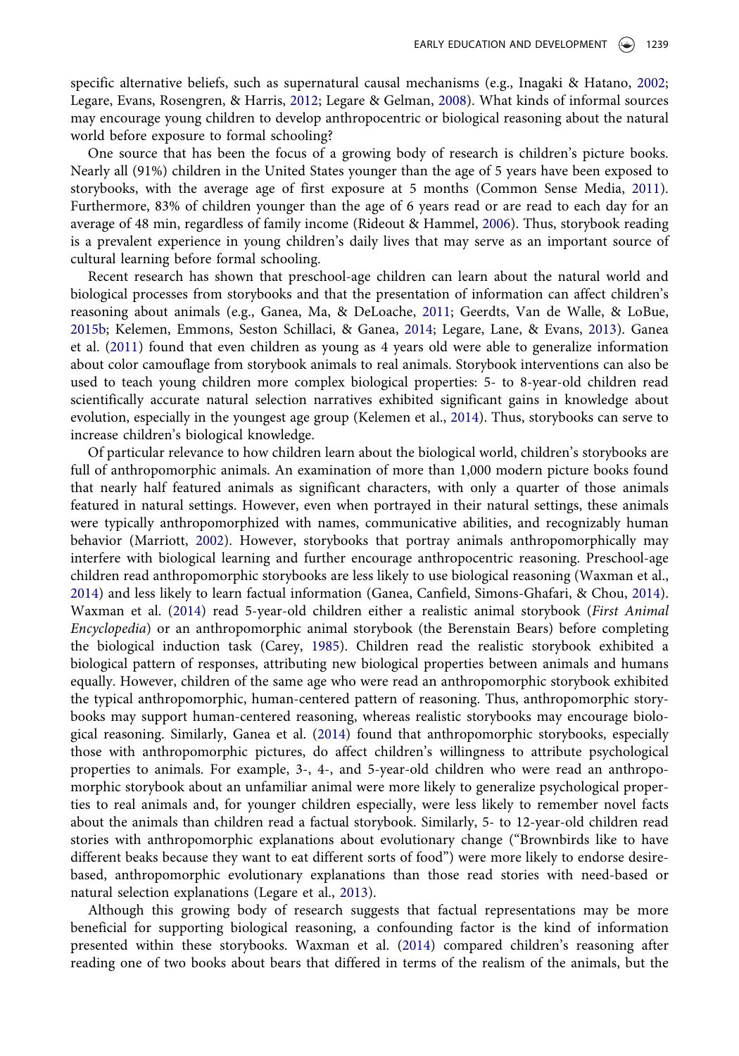specific alternative beliefs, such as supernatural causal mechanisms (e.g., Inagaki & Hatano, 2002; Legare, Evans, Rosengren, & Harris, 2012; Legare & Gelman, 2008). What kinds of informal sources may encourage young children to develop anthropocentric or biological reasoning about the natural world before exposure to formal schooling?

One source that has been the focus of a growing body of research is children's picture books. Nearly all (91%) children in the United States younger than the age of 5 years have been exposed to storybooks, with the average age of first exposure at 5 months (Common Sense Media, 2011). Furthermore, 83% of children younger than the age of 6 years read or are read to each day for an average of 48 min, regardless of family income (Rideout & Hammel, 2006). Thus, storybook reading is a prevalent experience in young children's daily lives that may serve as an important source of cultural learning before formal schooling.

Recent research has shown that preschool-age children can learn about the natural world and biological processes from storybooks and that the presentation of information can affect children's reasoning about animals (e.g., Ganea, Ma, & DeLoache, 2011; Geerdts, Van de Walle, & LoBue, 2015b; Kelemen, Emmons, Seston Schillaci, & Ganea, 2014; Legare, Lane, & Evans, 2013). Ganea et al. (2011) found that even children as young as 4 years old were able to generalize information about color camouflage from storybook animals to real animals. Storybook interventions can also be used to teach young children more complex biological properties: 5- to 8-year-old children read scientifically accurate natural selection narratives exhibited significant gains in knowledge about evolution, especially in the youngest age group (Kelemen et al., 2014). Thus, storybooks can serve to increase children's biological knowledge.

Of particular relevance to how children learn about the biological world, children's storybooks are full of anthropomorphic animals. An examination of more than 1,000 modern picture books found that nearly half featured animals as significant characters, with only a quarter of those animals featured in natural settings. However, even when portrayed in their natural settings, these animals were typically anthropomorphized with names, communicative abilities, and recognizably human behavior (Marriott, 2002). However, storybooks that portray animals anthropomorphically may interfere with biological learning and further encourage anthropocentric reasoning. Preschool-age children read anthropomorphic storybooks are less likely to use biological reasoning (Waxman et al., 2014) and less likely to learn factual information (Ganea, Canfield, Simons-Ghafari, & Chou, 2014). Waxman et al. (2014) read 5-year-old children either a realistic animal storybook (*First Animal Encyclopedia*) or an anthropomorphic animal storybook (the Berenstain Bears) before completing the biological induction task (Carey, 1985). Children read the realistic storybook exhibited a biological pattern of responses, attributing new biological properties between animals and humans equally. However, children of the same age who were read an anthropomorphic storybook exhibited the typical anthropomorphic, human-centered pattern of reasoning. Thus, anthropomorphic storybooks may support human-centered reasoning, whereas realistic storybooks may encourage biological reasoning. Similarly, Ganea et al. (2014) found that anthropomorphic storybooks, especially those with anthropomorphic pictures, do affect children's willingness to attribute psychological properties to animals. For example, 3-, 4-, and 5-year-old children who were read an anthropomorphic storybook about an unfamiliar animal were more likely to generalize psychological properties to real animals and, for younger children especially, were less likely to remember novel facts about the animals than children read a factual storybook. Similarly, 5- to 12-year-old children read stories with anthropomorphic explanations about evolutionary change ("Brownbirds like to have different beaks because they want to eat different sorts of food") were more likely to endorse desire-based, anthropomorphic evolutionary explanations than those read stories with need-based or natural selection explanations (Legare et al., 2013).

Although this growing body of research suggests that factual representations may be more beneficial for supporting biological reasoning, a confounding factor is the kind of information presented within these storybooks. Waxman et al. (2014) compared children's reasoning after reading one of two books about bears that differed in terms of the realism of the animals, but the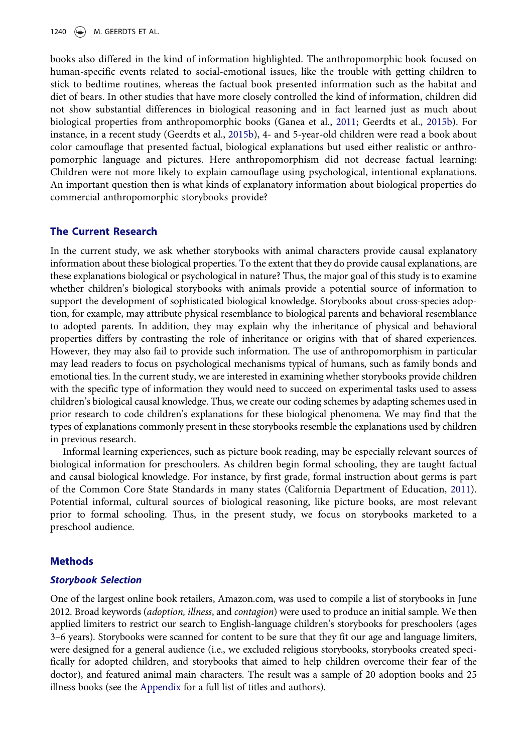books also differed in the kind of information highlighted. The anthropomorphic book focused on human-specific events related to social-emotional issues, like the trouble with getting children to stick to bedtime routines, whereas the factual book presented information such as the habitat and diet of bears. In other studies that have more closely controlled the kind of information, children did not show substantial differences in biological reasoning and in fact learned just as much about biological properties from anthropomorphic books (Ganea et al., 2011; Geerdts et al., 2015b). For instance, in a recent study (Geerdts et al., 2015b), 4- and 5-year-old children were read a book about color camouflage that presented factual, biological explanations but used either realistic or anthropomorphic language and pictures. Here anthropomorphism did not decrease factual learning: Children were not more likely to explain camouflage using psychological, intentional explanations. An important question then is what kinds of explanatory information about biological properties do commercial anthropomorphic storybooks provide?

## The Current Research

In the current study, we ask whether storybooks with animal characters provide causal explanatory information about these biological properties. To the extent that they do provide causal explanations, are these explanations biological or psychological in nature? Thus, the major goal of this study is to examine whether children's biological storybooks with animals provide a potential source of information to support the development of sophisticated biological knowledge. Storybooks about cross-species adoption, for example, may attribute physical resemblance to biological parents and behavioral resemblance to adopted parents. In addition, they may explain why the inheritance of physical and behavioral properties differs by contrasting the role of inheritance or origins with that of shared experiences. However, they may also fail to provide such information. The use of anthropomorphism in particular may lead readers to focus on psychological mechanisms typical of humans, such as family bonds and emotional ties. In the current study, we are interested in examining whether storybooks provide children with the specific type of information they would need to succeed on experimental tasks used to assess children's biological causal knowledge. Thus, we create our coding schemes by adapting schemes used in prior research to code children's explanations for these biological phenomena. We may find that the types of explanations commonly present in these storybooks resemble the explanations used by children in previous research.

Informal learning experiences, such as picture book reading, may be especially relevant sources of biological information for preschoolers. As children begin formal schooling, they are taught factual and causal biological knowledge. For instance, by first grade, formal instruction about germs is part of the Common Core State Standards in many states (California Department of Education, 2011). Potential informal, cultural sources of biological reasoning, like picture books, are most relevant prior to formal schooling. Thus, in the present study, we focus on storybooks marketed to a preschool audience.

## Methods

### Storybook Selection

One of the largest online book retailers, Amazon.com, was used to compile a list of storybooks in June 2012. Broad keywords (*adoption, illness*, and *contagion*) were used to produce an initial sample. We then applied limiters to restrict our search to English-language children's storybooks for preschoolers (ages 3–6 years). Storybooks were scanned for content to be sure that they fit our age and language limiters, were designed for a general audience (i.e., we excluded religious storybooks, storybooks created specifically for adopted children, and storybooks that aimed to help children overcome their fear of the doctor), and featured animal main characters. The result was a sample of 20 adoption books and 25 illness books (see the Appendix for a full list of titles and authors).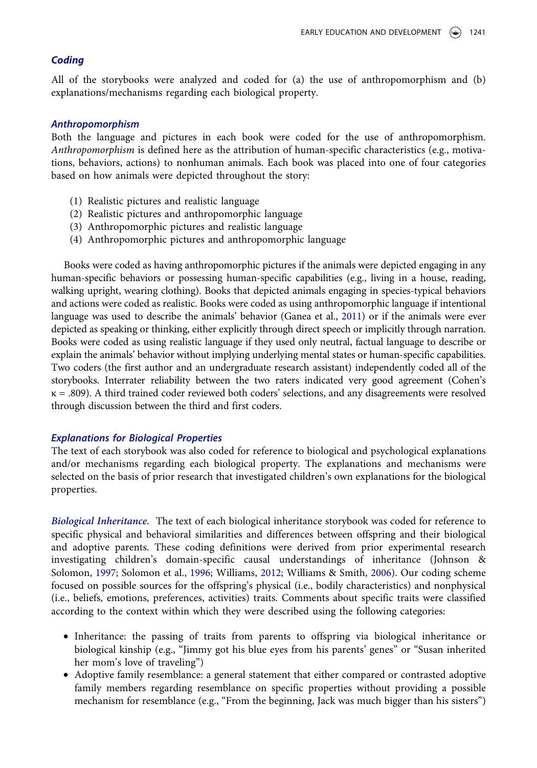## Coding

All of the storybooks were analyzed and coded for (a) the use of anthropomorphism and (b) explanations/mechanisms regarding each biological property.

### Anthropomorphism

Both the language and pictures in each book were coded for the use of anthropomorphism. *Anthropomorphism* is defined here as the attribution of human-specific characteristics (e.g., motivations, behaviors, actions) to nonhuman animals. Each book was placed into one of four categories based on how animals were depicted throughout the story:

(1) Realistic pictures and realistic language
(2) Realistic pictures and anthropomorphic language
(3) Anthropomorphic pictures and realistic language
(4) Anthropomorphic pictures and anthropomorphic language

Books were coded as having anthropomorphic pictures if the animals were depicted engaging in any human-specific behaviors or possessing human-specific capabilities (e.g., living in a house, reading, walking upright, wearing clothing). Books that depicted animals engaging in species-typical behaviors and actions were coded as realistic. Books were coded as using anthropomorphic language if intentional language was used to describe the animals' behavior (Ganea et al., 2011) or if the animals were ever depicted as speaking or thinking, either explicitly through direct speech or implicitly through narration. Books were coded as using realistic language if they used only neutral, factual language to describe or explain the animals' behavior without implying underlying mental states or human-specific capabilities. Two coders (the first author and an undergraduate research assistant) independently coded all of the storybooks. Interrater reliability between the two raters indicated very good agreement (Cohen's $\kappa = .809$). A third trained coder reviewed both coders' selections, and any disagreements were resolved through discussion between the third and first coders.

### Explanations for Biological Properties

The text of each storybook was also coded for reference to biological and psychological explanations and/or mechanisms regarding each biological property. The explanations and mechanisms were selected on the basis of prior research that investigated children's own explanations for the biological properties.

*Biological Inheritance.* The text of each biological inheritance storybook was coded for reference to specific physical and behavioral similarities and differences between offspring and their biological and adoptive parents. These coding definitions were derived from prior experimental research investigating children's domain-specific causal understandings of inheritance (Johnson & Solomon, 1997; Solomon et al., 1996; Williams, 2012; Williams & Smith, 2006). Our coding scheme focused on possible sources for the offspring's physical (i.e., bodily characteristics) and nonphysical (i.e., beliefs, emotions, preferences, activities) traits. Comments about specific traits were classified according to the context within which they were described using the following categories:

- Inheritance: the passing of traits from parents to offspring via biological inheritance or biological kinship (e.g., "Jimmy got his blue eyes from his parents' genes" or "Susan inherited her mom's love of traveling")
- Adoptive family resemblance: a general statement that either compared or contrasted adoptive family members regarding resemblance on specific properties without providing a possible mechanism for resemblance (e.g., "From the beginning, Jack was much bigger than his sisters")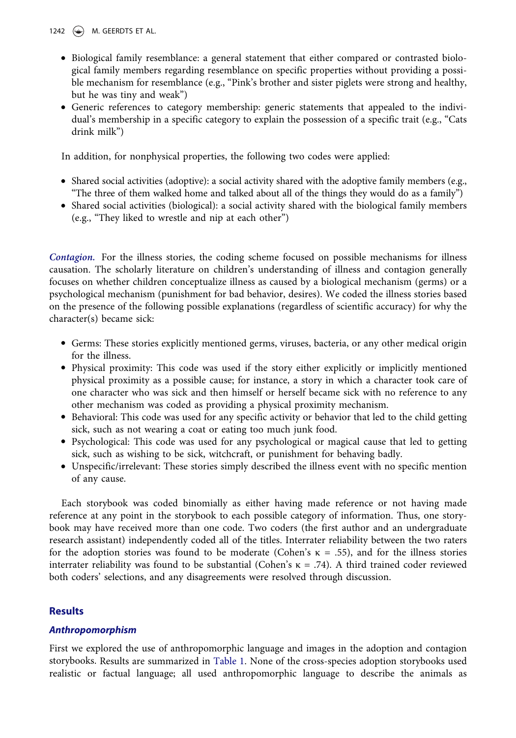- Biological family resemblance: a general statement that either compared or contrasted biological family members regarding resemblance on specific properties without providing a possible mechanism for resemblance (e.g., "Pink's brother and sister piglets were strong and healthy, but he was tiny and weak")
- Generic references to category membership: generic statements that appealed to the individual's membership in a specific category to explain the possession of a specific trait (e.g., "Cats drink milk")

In addition, for nonphysical properties, the following two codes were applied:

- Shared social activities (adoptive): a social activity shared with the adoptive family members (e.g., "The three of them walked home and talked about all of the things they would do as a family")
- Shared social activities (biological): a social activity shared with the biological family members (e.g., "They liked to wrestle and nip at each other")

*Contagion.* For the illness stories, the coding scheme focused on possible mechanisms for illness causation. The scholarly literature on children's understanding of illness and contagion generally focuses on whether children conceptualize illness as caused by a biological mechanism (germs) or a psychological mechanism (punishment for bad behavior, desires). We coded the illness stories based on the presence of the following possible explanations (regardless of scientific accuracy) for why the character(s) became sick:

- Germs: These stories explicitly mentioned germs, viruses, bacteria, or any other medical origin for the illness.
- Physical proximity: This code was used if the story either explicitly or implicitly mentioned physical proximity as a possible cause; for instance, a story in which a character took care of one character who was sick and then himself or herself became sick with no reference to any other mechanism was coded as providing a physical proximity mechanism.
- Behavioral: This code was used for any specific activity or behavior that led to the child getting sick, such as not wearing a coat or eating too much junk food.
- Psychological: This code was used for any psychological or magical cause that led to getting sick, such as wishing to be sick, witchcraft, or punishment for behaving badly.
- Unspecific/irrelevant: These stories simply described the illness event with no specific mention of any cause.

Each storybook was coded binomially as either having made reference or not having made reference at any point in the storybook to each possible category of information. Thus, one storybook may have received more than one code. Two coders (the first author and an undergraduate research assistant) independently coded all of the titles. Interrater reliability between the two raters for the adoption stories was found to be moderate (Cohen's $\kappa$ = .55), and for the illness stories interrater reliability was found to be substantial (Cohen's $\kappa$ = .74). A third trained coder reviewed both coders' selections, and any disagreements were resolved through discussion.

## Results

### Anthropomorphism

First we explored the use of anthropomorphic language and images in the adoption and contagion storybooks. Results are summarized in Table 1. None of the cross-species adoption storybooks used realistic or factual language; all used anthropomorphic language to describe the animals as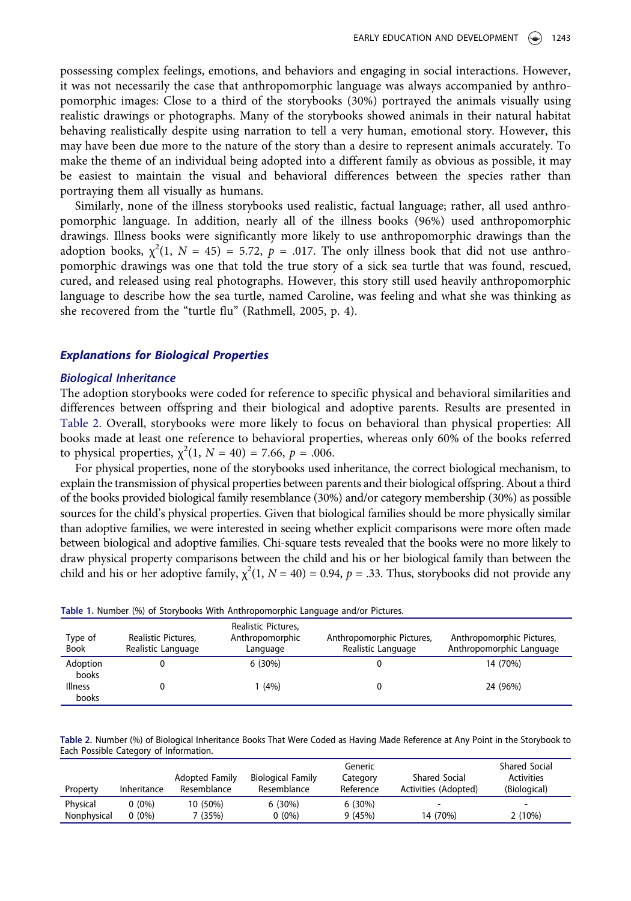possessing complex feelings, emotions, and behaviors and engaging in social interactions. However, it was not necessarily the case that anthropomorphic language was always accompanied by anthropomorphic images: Close to a third of the storybooks (30%) portrayed the animals visually using realistic drawings or photographs. Many of the storybooks showed animals in their natural habitat behaving realistically despite using narration to tell a very human, emotional story. However, this may have been due more to the nature of the story than a desire to represent animals accurately. To make the theme of an individual being adopted into a different family as obvious as possible, it may be easiest to maintain the visual and behavioral differences between the species rather than portraying them all visually as humans.

Similarly, none of the illness storybooks used realistic, factual language; rather, all used anthropomorphic language. In addition, nearly all of the illness books (96%) used anthropomorphic drawings. Illness books were significantly more likely to use anthropomorphic drawings than the adoption books, $\chi^2(1, N = 45) = 5.72$, $p = .017$. The only illness book that did not use anthropomorphic drawings was one that told the true story of a sick sea turtle that was found, rescued, cured, and released using real photographs. However, this story still used heavily anthropomorphic language to describe how the sea turtle, named Caroline, was feeling and what she was thinking as she recovered from the "turtle flu" (Rathmell, 2005, p. 4).

## *Explanations for Biological Properties*

### *Biological Inheritance*

The adoption storybooks were coded for reference to specific physical and behavioral similarities and differences between offspring and their biological and adoptive parents. Results are presented in Table 2. Overall, storybooks were more likely to focus on behavioral than physical properties: All books made at least one reference to behavioral properties, whereas only 60% of the books referred to physical properties, $\chi^2(1, N = 40) = 7.66$, $p = .006$.

For physical properties, none of the storybooks used inheritance, the correct biological mechanism, to explain the transmission of physical properties between parents and their biological offspring. About a third of the books provided biological family resemblance (30%) and/or category membership (30%) as possible sources for the child's physical properties. Given that biological families should be more physically similar than adoptive families, we were interested in seeing whether explicit comparisons were more often made between biological and adoptive families. Chi-square tests revealed that the books were no more likely to draw physical property comparisons between the child and his or her biological family than between the child and his or her adoptive family, $\chi^2(1, N = 40) = 0.94$, $p = .33$. Thus, storybooks did not provide any

**Table 1.** Number (%) of Storybooks With Anthropomorphic Language and/or Pictures.

| Type of Book | Realistic Pictures, Realistic Language | Realistic Pictures, Anthropomorphic Language | Anthropomorphic Pictures, Realistic Language | Anthropomorphic Pictures, Anthropomorphic Language |
|---|---|---|---|---|
| Adoption books | 0 | 6 (30%) | 0 | 14 (70%) |
| Illness books | 0 | 1 (4%) | 0 | 24 (96%) |

**Table 2.** Number (%) of Biological Inheritance Books That Were Coded as Having Made Reference at Any Point in the Storybook to Each Possible Category of Information.

| Property | Inheritance | Adopted Family Resemblance | Biological Family Resemblance | Generic Category Reference | Shared Social Activities (Adopted) | Shared Social Activities (Biological) |
|---|---|---|---|---|---|---|
| Physical | 0 (0%) | 10 (50%) | 6 (30%) | 6 (30%) | - | - |
| Nonphysical | 0 (0%) | 7 (35%) | 0 (0%) | 9 (45%) | 14 (70%) | 2 (10%) |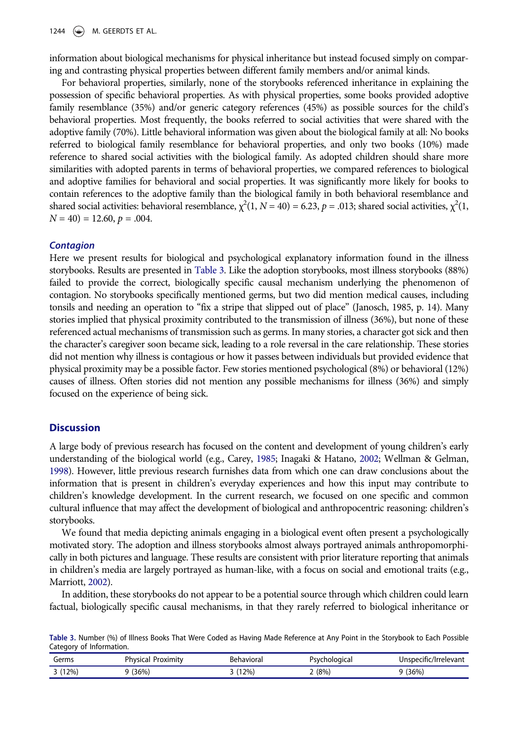information about biological mechanisms for physical inheritance but instead focused simply on comparing and contrasting physical properties between different family members and/or animal kinds.

For behavioral properties, similarly, none of the storybooks referenced inheritance in explaining the possession of specific behavioral properties. As with physical properties, some books provided adoptive family resemblance (35%) and/or generic category references (45%) as possible sources for the child's behavioral properties. Most frequently, the books referred to social activities that were shared with the adoptive family (70%). Little behavioral information was given about the biological family at all: No books referred to biological family resemblance for behavioral properties, and only two books (10%) made reference to shared social activities with the biological family. As adopted children should share more similarities with adopted parents in terms of behavioral properties, we compared references to biological and adoptive families for behavioral and social properties. It was significantly more likely for books to contain references to the adoptive family than the biological family in both behavioral resemblance and shared social activities: behavioral resemblance, $\chi^2(1, N = 40) = 6.23$, $p = .013$; shared social activities, $\chi^2(1, N = 40) = 12.60$, $p = .004$.

### *Contagion*

Here we present results for biological and psychological explanatory information found in the illness storybooks. Results are presented in Table 3. Like the adoption storybooks, most illness storybooks (88%) failed to provide the correct, biologically specific causal mechanism underlying the phenomenon of contagion. No storybooks specifically mentioned germs, but two did mention medical causes, including tonsils and needing an operation to "fix a stripe that slipped out of place" (Janosch, 1985, p. 14). Many stories implied that physical proximity contributed to the transmission of illness (36%), but none of these referenced actual mechanisms of transmission such as germs. In many stories, a character got sick and then the character's caregiver soon became sick, leading to a role reversal in the care relationship. These stories did not mention why illness is contagious or how it passes between individuals but provided evidence that physical proximity may be a possible factor. Few stories mentioned psychological (8%) or behavioral (12%) causes of illness. Often stories did not mention any possible mechanisms for illness (36%) and simply focused on the experience of being sick.

## Discussion

A large body of previous research has focused on the content and development of young children's early understanding of the biological world (e.g., Carey, 1985; Inagaki & Hatano, 2002; Wellman & Gelman, 1998). However, little previous research furnishes data from which one can draw conclusions about the information that is present in children's everyday experiences and how this input may contribute to children's knowledge development. In the current research, we focused on one specific and common cultural influence that may affect the development of biological and anthropocentric reasoning: children's storybooks.

We found that media depicting animals engaging in a biological event often present a psychologically motivated story. The adoption and illness storybooks almost always portrayed animals anthropomorphically in both pictures and language. These results are consistent with prior literature reporting that animals in children's media are largely portrayed as human-like, with a focus on social and emotional traits (e.g., Marriott, 2002).

In addition, these storybooks do not appear to be a potential source through which children could learn factual, biologically specific causal mechanisms, in that they rarely referred to biological inheritance or

**Table 3.** Number (%) of Illness Books That Were Coded as Having Made Reference at Any Point in the Storybook to Each Possible Category of Information.

| Germs | Physical Proximity | Behavioral | Psychological | Unspecific/Irrelevant |
|---|---|---|---|---|
| 3 (12%) | 9 (36%) | 3 (12%) | 2 (8%) | 9 (36%) |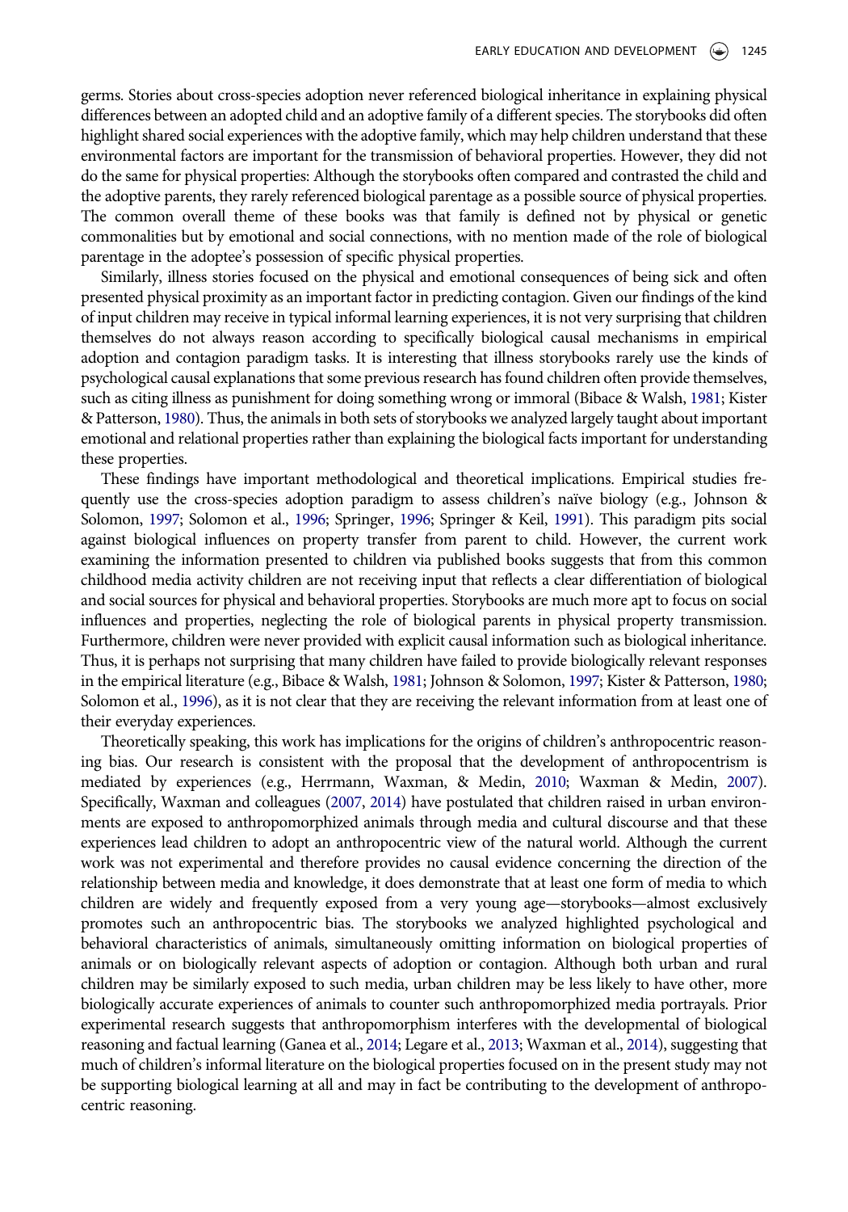germs. Stories about cross-species adoption never referenced biological inheritance in explaining physical differences between an adopted child and an adoptive family of a different species. The storybooks did often highlight shared social experiences with the adoptive family, which may help children understand that these environmental factors are important for the transmission of behavioral properties. However, they did not do the same for physical properties: Although the storybooks often compared and contrasted the child and the adoptive parents, they rarely referenced biological parentage as a possible source of physical properties. The common overall theme of these books was that family is defined not by physical or genetic commonalities but by emotional and social connections, with no mention made of the role of biological parentage in the adoptee's possession of specific physical properties.

Similarly, illness stories focused on the physical and emotional consequences of being sick and often presented physical proximity as an important factor in predicting contagion. Given our findings of the kind of input children may receive in typical informal learning experiences, it is not very surprising that children themselves do not always reason according to specifically biological causal mechanisms in empirical adoption and contagion paradigm tasks. It is interesting that illness storybooks rarely use the kinds of psychological causal explanations that some previous research has found children often provide themselves, such as citing illness as punishment for doing something wrong or immoral (Bibace & Walsh, 1981; Kister & Patterson, 1980). Thus, the animals in both sets of storybooks we analyzed largely taught about important emotional and relational properties rather than explaining the biological facts important for understanding these properties.

These findings have important methodological and theoretical implications. Empirical studies frequently use the cross-species adoption paradigm to assess children's naïve biology (e.g., Johnson & Solomon, 1997; Solomon et al., 1996; Springer, 1996; Springer & Keil, 1991). This paradigm pits social against biological influences on property transfer from parent to child. However, the current work examining the information presented to children via published books suggests that from this common childhood media activity children are not receiving input that reflects a clear differentiation of biological and social sources for physical and behavioral properties. Storybooks are much more apt to focus on social influences and properties, neglecting the role of biological parents in physical property transmission. Furthermore, children were never provided with explicit causal information such as biological inheritance. Thus, it is perhaps not surprising that many children have failed to provide biologically relevant responses in the empirical literature (e.g., Bibace & Walsh, 1981; Johnson & Solomon, 1997; Kister & Patterson, 1980; Solomon et al., 1996), as it is not clear that they are receiving the relevant information from at least one of their everyday experiences.

Theoretically speaking, this work has implications for the origins of children's anthropocentric reasoning bias. Our research is consistent with the proposal that the development of anthropocentrism is mediated by experiences (e.g., Herrmann, Waxman, & Medin, 2010; Waxman & Medin, 2007). Specifically, Waxman and colleagues (2007, 2014) have postulated that children raised in urban environments are exposed to anthropomorphized animals through media and cultural discourse and that these experiences lead children to adopt an anthropocentric view of the natural world. Although the current work was not experimental and therefore provides no causal evidence concerning the direction of the relationship between media and knowledge, it does demonstrate that at least one form of media to which children are widely and frequently exposed from a very young age—storybooks—almost exclusively promotes such an anthropocentric bias. The storybooks we analyzed highlighted psychological and behavioral characteristics of animals, simultaneously omitting information on biological properties of animals or on biologically relevant aspects of adoption or contagion. Although both urban and rural children may be similarly exposed to such media, urban children may be less likely to have other, more biologically accurate experiences of animals to counter such anthropomorphized media portrayals. Prior experimental research suggests that anthropomorphism interferes with the developmental of biological reasoning and factual learning (Ganea et al., 2014; Legare et al., 2013; Waxman et al., 2014), suggesting that much of children's informal literature on the biological properties focused on in the present study may not be supporting biological learning at all and may in fact be contributing to the development of anthropocentric reasoning.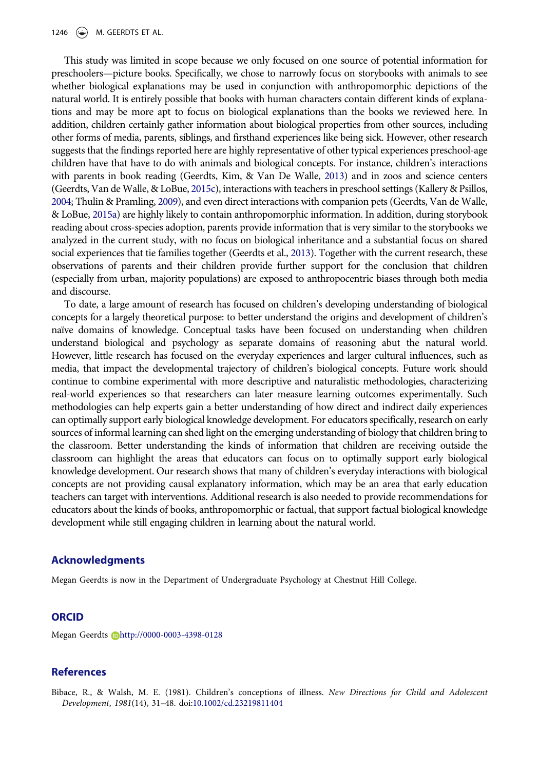This study was limited in scope because we only focused on one source of potential information for preschoolers—picture books. Specifically, we chose to narrowly focus on storybooks with animals to see whether biological explanations may be used in conjunction with anthropomorphic depictions of the natural world. It is entirely possible that books with human characters contain different kinds of explanations and may be more apt to focus on biological explanations than the books we reviewed here. In addition, children certainly gather information about biological properties from other sources, including other forms of media, parents, siblings, and firsthand experiences like being sick. However, other research suggests that the findings reported here are highly representative of other typical experiences preschool-age children have that have to do with animals and biological concepts. For instance, children's interactions with parents in book reading (Geerdts, Kim, & Van De Walle, 2013) and in zoos and science centers (Geerdts, Van de Walle, & LoBue, 2015c), interactions with teachers in preschool settings (Kallery & Psillos, 2004; Thulin & Pramling, 2009), and even direct interactions with companion pets (Geerdts, Van de Walle, & LoBue, 2015a) are highly likely to contain anthropomorphic information. In addition, during storybook reading about cross-species adoption, parents provide information that is very similar to the storybooks we analyzed in the current study, with no focus on biological inheritance and a substantial focus on shared social experiences that tie families together (Geerdts et al., 2013). Together with the current research, these observations of parents and their children provide further support for the conclusion that children (especially from urban, majority populations) are exposed to anthropocentric biases through both media and discourse.

To date, a large amount of research has focused on children's developing understanding of biological concepts for a largely theoretical purpose: to better understand the origins and development of children's naïve domains of knowledge. Conceptual tasks have been focused on understanding when children understand biological and psychology as separate domains of reasoning abut the natural world. However, little research has focused on the everyday experiences and larger cultural influences, such as media, that impact the developmental trajectory of children's biological concepts. Future work should continue to combine experimental with more descriptive and naturalistic methodologies, characterizing real-world experiences so that researchers can later measure learning outcomes experimentally. Such methodologies can help experts gain a better understanding of how direct and indirect daily experiences can optimally support early biological knowledge development. For educators specifically, research on early sources of informal learning can shed light on the emerging understanding of biology that children bring to the classroom. Better understanding the kinds of information that children are receiving outside the classroom can highlight the areas that educators can focus on to optimally support early biological knowledge development. Our research shows that many of children's everyday interactions with biological concepts are not providing causal explanatory information, which may be an area that early education teachers can target with interventions. Additional research is also needed to provide recommendations for educators about the kinds of books, anthropomorphic or factual, that support factual biological knowledge development while still engaging children in learning about the natural world.

## Acknowledgments

Megan Geerdts is now in the Department of Undergraduate Psychology at Chestnut Hill College.

## ORCID

Megan Geerdts http://0000-0003-4398-0128

## References

Bibace, R., & Walsh, M. E. (1981). Children's conceptions of illness. *New Directions for Child and Adolescent Development*, *1981*(14), 31–48. doi:10.1002/cd.23219811404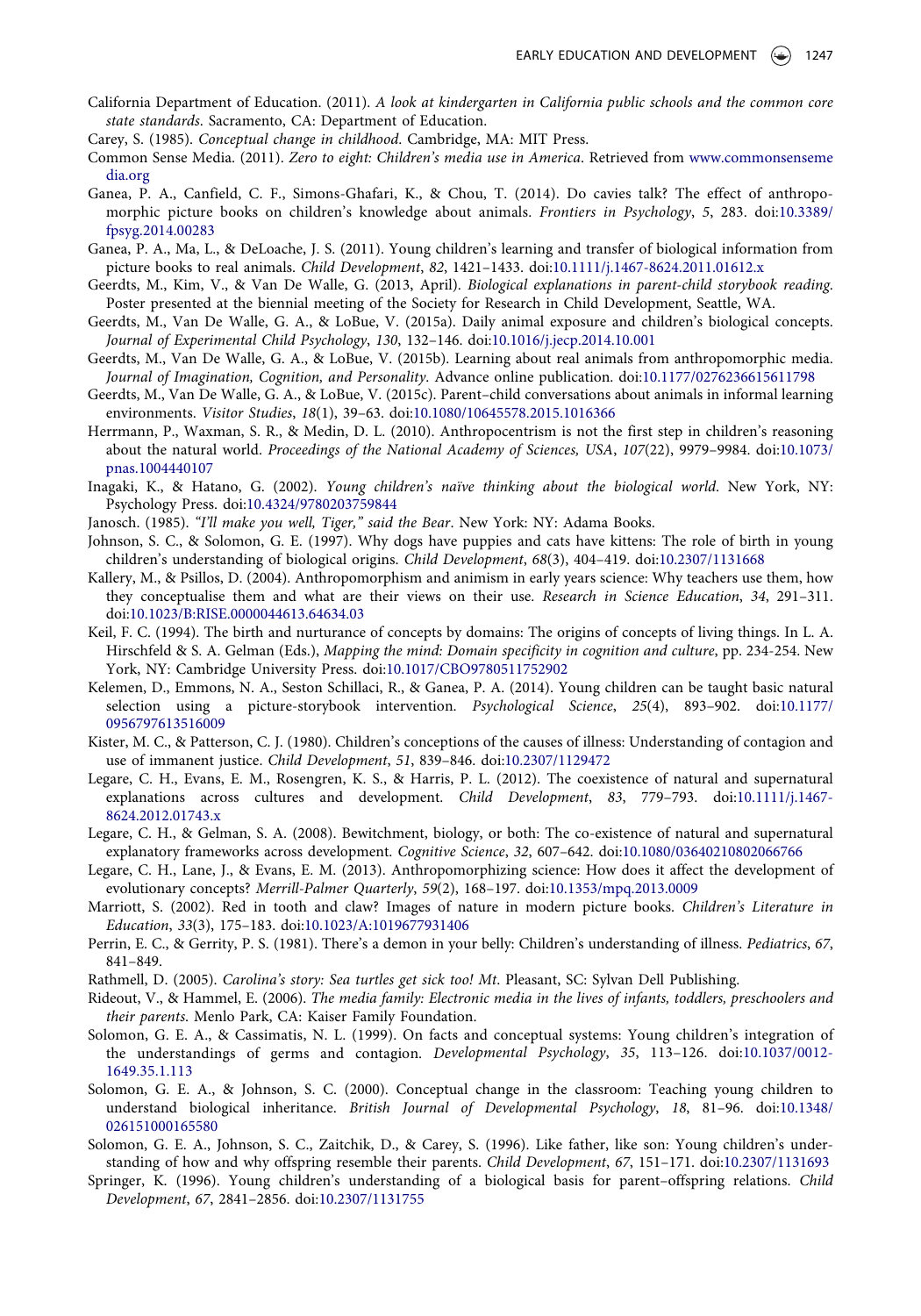California Department of Education. (2011). *A look at kindergarten in California public schools and the common core state standards*. Sacramento, CA: Department of Education.

Carey, S. (1985). *Conceptual change in childhood*. Cambridge, MA: MIT Press.

Common Sense Media. (2011). *Zero to eight: Children's media use in America*. Retrieved from www.commonsensemedia.org

Ganea, P. A., Canfield, C. F., Simons-Ghafari, K., & Chou, T. (2014). Do cavies talk? The effect of anthropomorphic picture books on children's knowledge about animals. *Frontiers in Psychology*, *5*, 283. doi:10.3389/fpsyg.2014.00283

Ganea, P. A., Ma, L., & DeLoache, J. S. (2011). Young children's learning and transfer of biological information from picture books to real animals. *Child Development*, *82*, 1421–1433. doi:10.1111/j.1467-8624.2011.01612.x

Geerdts, M., Kim, V., & Van De Walle, G. (2013, April). *Biological explanations in parent-child storybook reading*. Poster presented at the biennial meeting of the Society for Research in Child Development, Seattle, WA.

Geerdts, M., Van De Walle, G. A., & LoBue, V. (2015a). Daily animal exposure and children's biological concepts. *Journal of Experimental Child Psychology*, *130*, 132–146. doi:10.1016/j.jecp.2014.10.001

Geerdts, M., Van De Walle, G. A., & LoBue, V. (2015b). Learning about real animals from anthropomorphic media. *Journal of Imagination, Cognition, and Personality*. Advance online publication. doi:10.1177/0276236615611798

Geerdts, M., Van De Walle, G. A., & LoBue, V. (2015c). Parent–child conversations about animals in informal learning environments. *Visitor Studies*, *18*(1), 39–63. doi:10.1080/10645578.2015.1016366

Herrmann, P., Waxman, S. R., & Medin, D. L. (2010). Anthropocentrism is not the first step in children's reasoning about the natural world. *Proceedings of the National Academy of Sciences, USA*, *107*(22), 9979–9984. doi:10.1073/pnas.1004440107

Inagaki, K., & Hatano, G. (2002). *Young children's naïve thinking about the biological world*. New York, NY: Psychology Press. doi:10.4324/9780203759844

Janosch. (1985). *"I'll make you well, Tiger," said the Bear*. New York: NY: Adama Books.

Johnson, S. C., & Solomon, G. E. (1997). Why dogs have puppies and cats have kittens: The role of birth in young children's understanding of biological origins. *Child Development*, *68*(3), 404–419. doi:10.2307/1131668

Kallery, M., & Psillos, D. (2004). Anthropomorphism and animism in early years science: Why teachers use them, how they conceptualise them and what are their views on their use. *Research in Science Education*, *34*, 291–311. doi:10.1023/B:RISE.0000044613.64634.03

Keil, F. C. (1994). The birth and nurturance of concepts by domains: The origins of concepts of living things. In L. A. Hirschfeld & S. A. Gelman (Eds.), *Mapping the mind: Domain specificity in cognition and culture*, pp. 234-254. New York, NY: Cambridge University Press. doi:10.1017/CBO9780511752902

Kelemen, D., Emmons, N. A., Seston Schillaci, R., & Ganea, P. A. (2014). Young children can be taught basic natural selection using a picture-storybook intervention. *Psychological Science*, *25*(4), 893–902. doi:10.1177/0956797613516009

Kister, M. C., & Patterson, C. J. (1980). Children's conceptions of the causes of illness: Understanding of contagion and use of immanent justice. *Child Development*, *51*, 839–846. doi:10.2307/1129472

Legare, C. H., Evans, E. M., Rosengren, K. S., & Harris, P. L. (2012). The coexistence of natural and supernatural explanations across cultures and development. *Child Development*, *83*, 779–793. doi:10.1111/j.1467-8624.2012.01743.x

Legare, C. H., & Gelman, S. A. (2008). Bewitchment, biology, or both: The co-existence of natural and supernatural explanatory frameworks across development. *Cognitive Science*, *32*, 607–642. doi:10.1080/03640210802066766

Legare, C. H., Lane, J., & Evans, E. M. (2013). Anthropomorphizing science: How does it affect the development of evolutionary concepts? *Merrill-Palmer Quarterly*, *59*(2), 168–197. doi:10.1353/mpq.2013.0009

Marriott, S. (2002). Red in tooth and claw? Images of nature in modern picture books. *Children's Literature in Education*, *33*(3), 175–183. doi:10.1023/A:1019677931406

Perrin, E. C., & Gerrity, P. S. (1981). There's a demon in your belly: Children's understanding of illness. *Pediatrics*, *67*, 841–849.

Rathmell, D. (2005). *Carolina's story: Sea turtles get sick too!* Mt. Pleasant, SC: Sylvan Dell Publishing.

Rideout, V., & Hammel, E. (2006). *The media family: Electronic media in the lives of infants, toddlers, preschoolers and their parents*. Menlo Park, CA: Kaiser Family Foundation.

Solomon, G. E. A., & Cassimatis, N. L. (1999). On facts and conceptual systems: Young children's integration of the understandings of germs and contagion. *Developmental Psychology*, *35*, 113–126. doi:10.1037/0012-1649.35.1.113

Solomon, G. E. A., & Johnson, S. C. (2000). Conceptual change in the classroom: Teaching young children to understand biological inheritance. *British Journal of Developmental Psychology*, *18*, 81–96. doi:10.1348/026151000165580

Solomon, G. E. A., Johnson, S. C., Zaitchik, D., & Carey, S. (1996). Like father, like son: Young children's understanding of how and why offspring resemble their parents. *Child Development*, *67*, 151–171. doi:10.2307/1131693

Springer, K. (1996). Young children's understanding of a biological basis for parent–offspring relations. *Child Development*, *67*, 2841–2856. doi:10.2307/1131755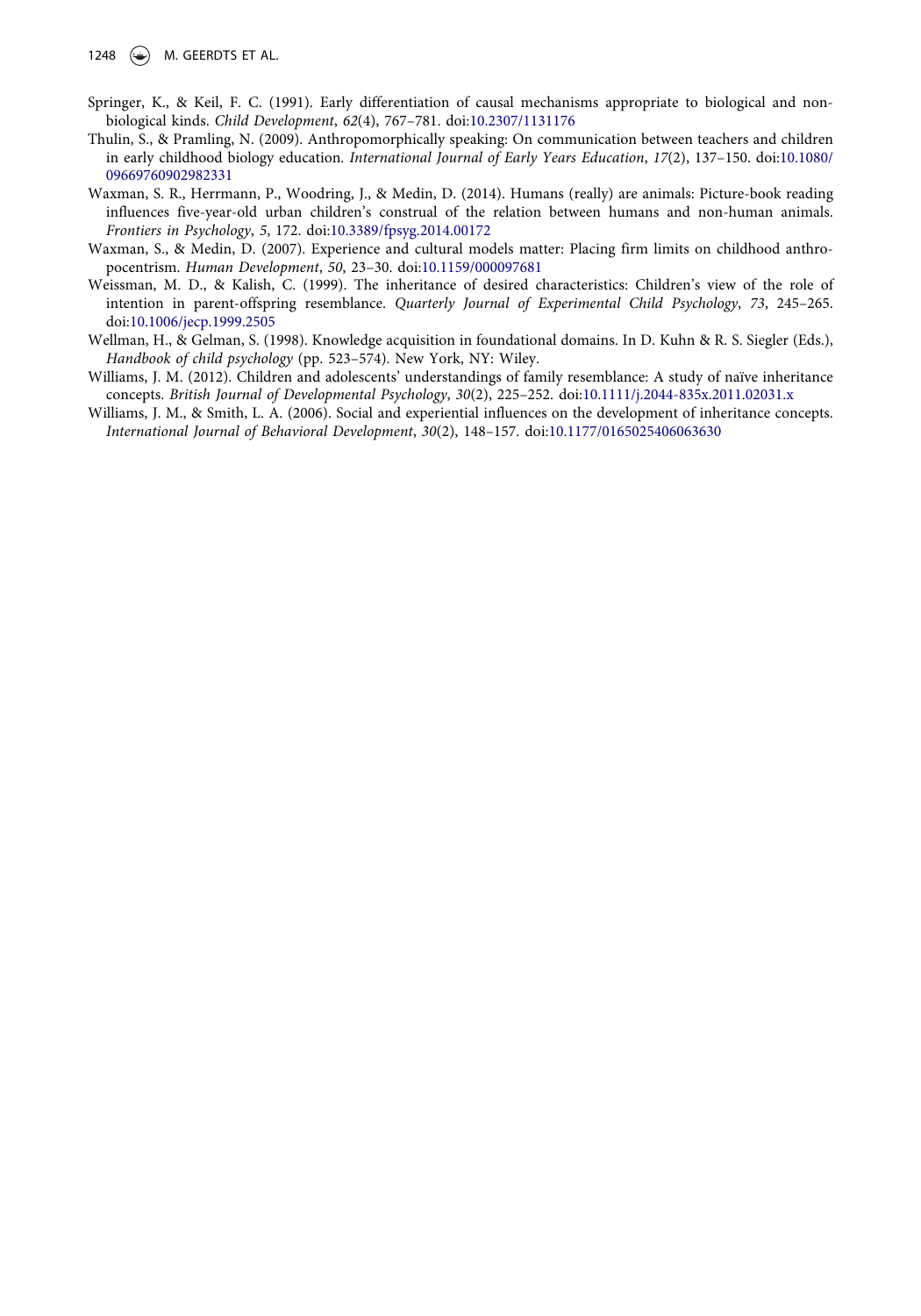Springer, K., & Keil, F. C. (1991). Early differentiation of causal mechanisms appropriate to biological and non-biological kinds. *Child Development*, *62*(4), 767–781. doi:10.2307/1131176

Thulin, S., & Pramling, N. (2009). Anthropomorphically speaking: On communication between teachers and children in early childhood biology education. *International Journal of Early Years Education*, *17*(2), 137–150. doi:10.1080/09669760902982331

Waxman, S. R., Herrmann, P., Woodring, J., & Medin, D. (2014). Humans (really) are animals: Picture-book reading influences five-year-old urban children's construal of the relation between humans and non-human animals. *Frontiers in Psychology*, *5*, 172. doi:10.3389/fpsyg.2014.00172

Waxman, S., & Medin, D. (2007). Experience and cultural models matter: Placing firm limits on childhood anthropocentrism. *Human Development*, *50*, 23–30. doi:10.1159/000097681

Weissman, M. D., & Kalish, C. (1999). The inheritance of desired characteristics: Children's view of the role of intention in parent-offspring resemblance. *Quarterly Journal of Experimental Child Psychology*, *73*, 245–265. doi:10.1006/jecp.1999.2505

Wellman, H., & Gelman, S. (1998). Knowledge acquisition in foundational domains. In D. Kuhn & R. S. Siegler (Eds.), *Handbook of child psychology* (pp. 523–574). New York, NY: Wiley.

Williams, J. M. (2012). Children and adolescents' understandings of family resemblance: A study of naïve inheritance concepts. *British Journal of Developmental Psychology*, *30*(2), 225–252. doi:10.1111/j.2044-835x.2011.02031.x

Williams, J. M., & Smith, L. A. (2006). Social and experiential influences on the development of inheritance concepts. *International Journal of Behavioral Development*, *30*(2), 148–157. doi:10.1177/0165025406063630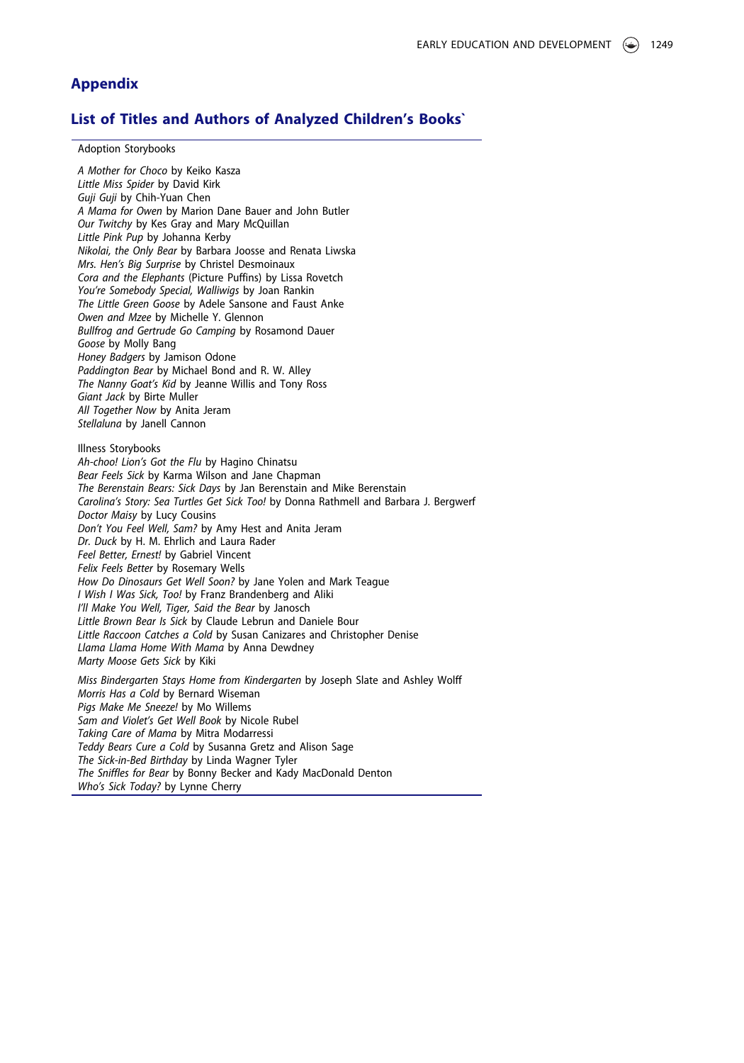## Appendix

## List of Titles and Authors of Analyzed Children's Books`

Adoption Storybooks

*A Mother for Choco* by Keiko Kasza
*Little Miss Spider* by David Kirk
*Guji Guji* by Chih-Yuen Chen
*A Mama for Owen* by Marion Dane Bauer and John Butler
*Our Twitchy* by Kes Gray and Mary McQuillan
*Little Pink Pup* by Johanna Kerby
*Nikolai, the Only Bear* by Barbara Joosse and Renata Liwska
*Mrs. Hen's Big Surprise* by Christel Desmoinaux
*Cora and the Elephants* (Picture Puffins) by Lissa Rovetch
*You're Somebody Special, Walliwigs* by Joan Rankin
*The Little Green Goose* by Adele Sansone and Faust Anke
*Owen and Mzee* by Michelle Y. Glennon
*Bullfrog and Gertrude Go Camping* by Rosamond Dauer
*Goose* by Molly Bang
*Honey Badgers* by Jamison Odone
*Paddington Bear* by Michael Bond and R. W. Alley
*The Nanny Goat's Kid* by Jeanne Willis and Tony Ross
*Giant Jack* by Birte Muller
*All Together Now* by Anita Jeram
*Stellaluna* by Janell Cannon

Illness Storybooks
*Ah-choo! Lion's Got the Flu* by Hagino Chinatsu
*Bear Feels Sick* by Karma Wilson and Jane Chapman
*The Berenstain Bears: Sick Days* by Jan Berenstain and Mike Berenstain
*Carolina's Story: Sea Turtles Get Sick Too!* by Donna Rathmell and Barbara J. Bergwerf
*Doctor Maisy* by Lucy Cousins
*Don't You Feel Well, Sam?* by Amy Hest and Anita Jeram
*Dr. Duck* by H. M. Ehrlich and Laura Rader
*Feel Better, Ernest!* by Gabriel Vincent
*Felix Feels Better* by Rosemary Wells
*How Do Dinosaurs Get Well Soon?* by Jane Yolen and Mark Teague
*I Wish I Was Sick, Too!* by Franz Brandenberg and Aliki
*I'll Make You Well, Tiger, Said the Bear* by Janosch
*Little Brown Bear Is Sick* by Claude Lebrun and Daniele Bour
*Little Raccoon Catches a Cold* by Susan Canizares and Christopher Denise
*Llama Llama Home With Mama* by Anna Dewdney
*Marty Moose Gets Sick* by Kiki
*Miss Bindergarten Stays Home from Kindergarten* by Joseph Slate and Ashley Wolff
*Morris Has a Cold* by Bernard Wiseman
*Pigs Make Me Sneeze!* by Mo Willems
*Sam and Violet's Get Well Book* by Nicole Rubel
*Taking Care of Mama* by Mitra Modarressi
*Teddy Bears Cure a Cold* by Susanna Gretz and Alison Sage
*The Sick-in-Bed Birthday* by Linda Wagner Tyler
*The Sniffles for Bear* by Bonny Becker and Kady MacDonald Denton
*Who's Sick Today?* by Lynne Cherry